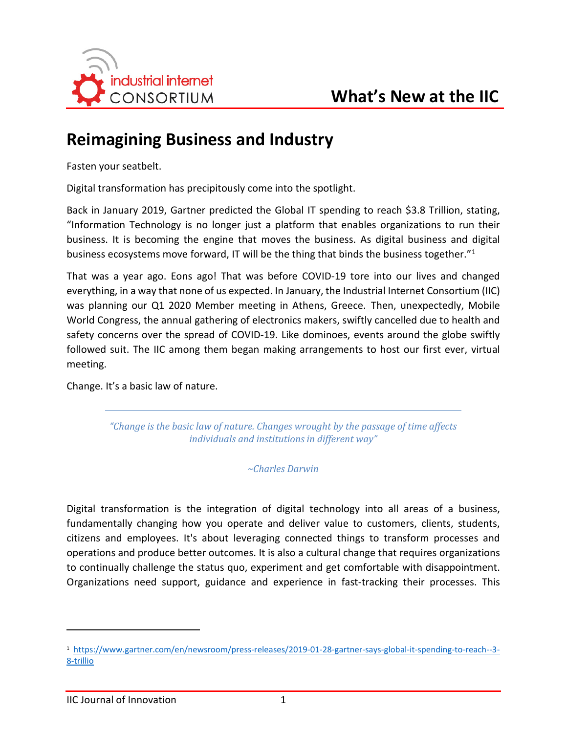# What's New at the IIC

## Reimagining Business and Industry

Fasten your seatbelt.

Digital transformation has precipitously come into the spotlight.

Back in January 2019, Gartner predicted the Global IT spending to reach $3.8 Trillion, stating, "Information Technology is no longer just a platform that enables organizations to run their business. It is becoming the engine that moves the business. As digital business and digital business ecosystems move forward, IT will be the thing that binds the business together."[1]

That was a year ago. Eons ago! That was before COVID-19 tore into our lives and changed everything, in a way that none of us expected. In January, the Industrial Internet Consortium (IIC) was planning our Q1 2020 Member meeting in Athens, Greece. Then, unexpectedly, Mobile World Congress, the annual gathering of electronics makers, swiftly cancelled due to health and safety concerns over the spread of COVID-19. Like dominoes, events around the globe swiftly followed suit. The IIC among them began making arrangements to host our first ever, virtual meeting.

Change. It's a basic law of nature.

> *"Change is the basic law of nature. Changes wrought by the passage of time affects individuals and institutions in different way"*
>
> *~Charles Darwin*

Digital transformation is the integration of digital technology into all areas of a business, fundamentally changing how you operate and deliver value to customers, clients, students, citizens and employees. It's about leveraging connected things to transform processes and operations and produce better outcomes. It is also a cultural change that requires organizations to continually challenge the status quo, experiment and get comfortable with disappointment. Organizations need support, guidance and experience in fast-tracking their processes. This

---

[1] https://www.gartner.com/en/newsroom/press-releases/2019-01-28-gartner-says-global-it-spending-to-reach--3-8-trillio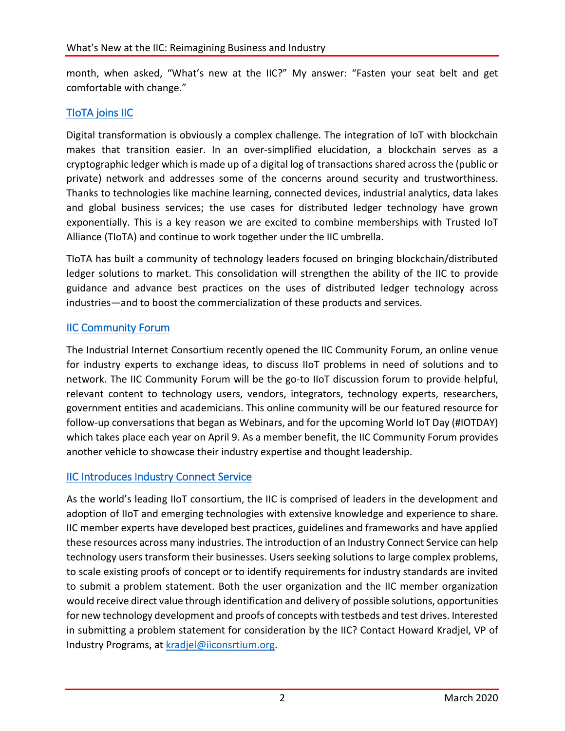month, when asked, "What's new at the IIC?" My answer: "Fasten your seat belt and get comfortable with change."

## TIoTA joins IIC

Digital transformation is obviously a complex challenge. The integration of IoT with blockchain makes that transition easier. In an over-simplified elucidation, a blockchain serves as a cryptographic ledger which is made up of a digital log of transactions shared across the (public or private) network and addresses some of the concerns around security and trustworthiness. Thanks to technologies like machine learning, connected devices, industrial analytics, data lakes and global business services; the use cases for distributed ledger technology have grown exponentially. This is a key reason we are excited to combine memberships with Trusted IoT Alliance (TIoTA) and continue to work together under the IIC umbrella.

TIoTA has built a community of technology leaders focused on bringing blockchain/distributed ledger solutions to market. This consolidation will strengthen the ability of the IIC to provide guidance and advance best practices on the uses of distributed ledger technology across industries—and to boost the commercialization of these products and services.

## IIC Community Forum

The Industrial Internet Consortium recently opened the IIC Community Forum, an online venue for industry experts to exchange ideas, to discuss IIoT problems in need of solutions and to network. The IIC Community Forum will be the go-to IIoT discussion forum to provide helpful, relevant content to technology users, vendors, integrators, technology experts, researchers, government entities and academicians. This online community will be our featured resource for follow-up conversations that began as Webinars, and for the upcoming World IoT Day (#IOTDAY) which takes place each year on April 9. As a member benefit, the IIC Community Forum provides another vehicle to showcase their industry expertise and thought leadership.

## IIC Introduces Industry Connect Service

As the world's leading IIoT consortium, the IIC is comprised of leaders in the development and adoption of IIoT and emerging technologies with extensive knowledge and experience to share. IIC member experts have developed best practices, guidelines and frameworks and have applied these resources across many industries. The introduction of an Industry Connect Service can help technology users transform their businesses. Users seeking solutions to large complex problems, to scale existing proofs of concept or to identify requirements for industry standards are invited to submit a problem statement. Both the user organization and the IIC member organization would receive direct value through identification and delivery of possible solutions, opportunities for new technology development and proofs of concepts with testbeds and test drives. Interested in submitting a problem statement for consideration by the IIC? Contact Howard Kradjel, VP of Industry Programs, at kradjel@iiconsrtium.org.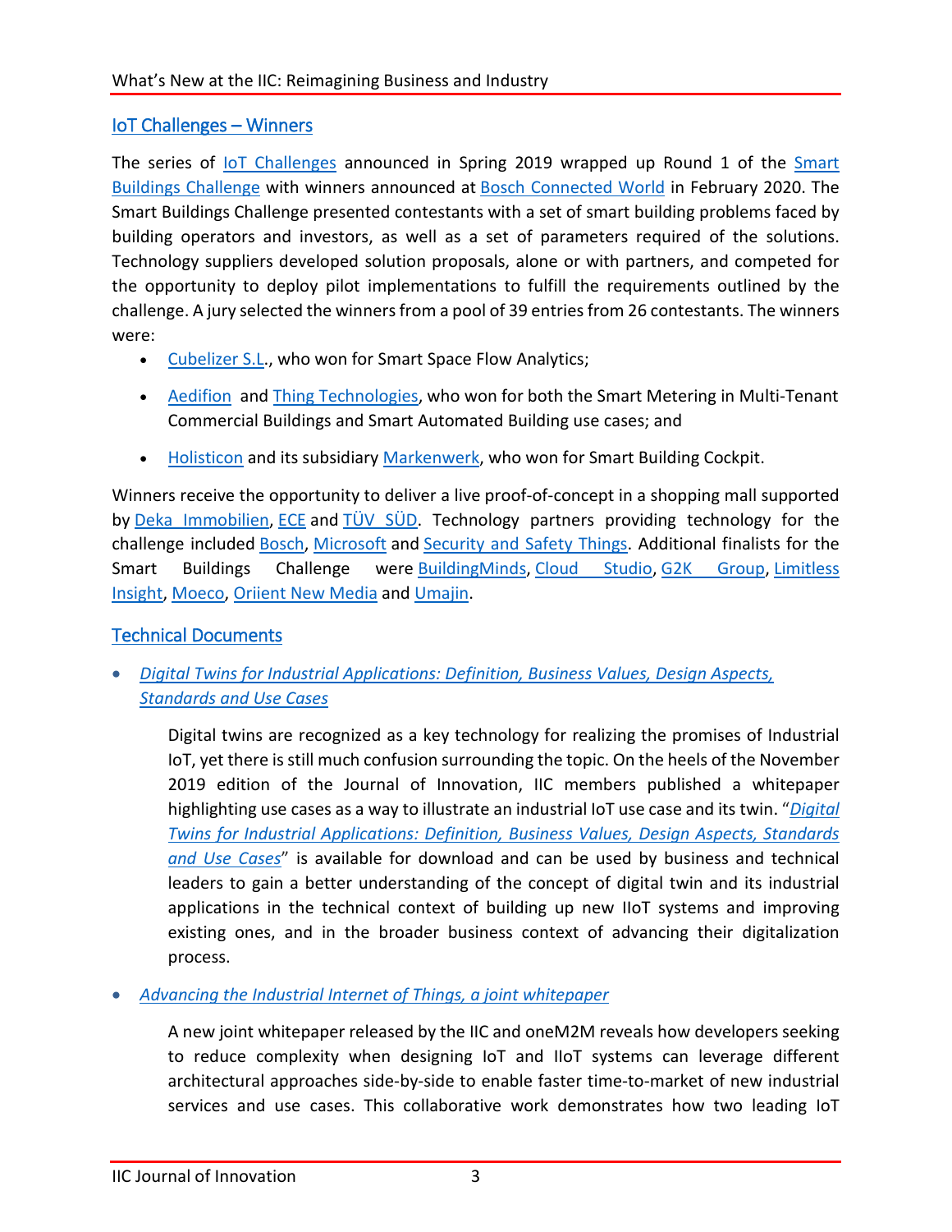## IoT Challenges – Winners

The series of IoT Challenges announced in Spring 2019 wrapped up Round 1 of the Smart Buildings Challenge with winners announced at Bosch Connected World in February 2020. The Smart Buildings Challenge presented contestants with a set of smart building problems faced by building operators and investors, as well as a set of parameters required of the solutions. Technology suppliers developed solution proposals, alone or with partners, and competed for the opportunity to deploy pilot implementations to fulfill the requirements outlined by the challenge. A jury selected the winners from a pool of 39 entries from 26 contestants. The winners were:

- Cubelizer S.L., who won for Smart Space Flow Analytics;
- Aedifion and Thing Technologies, who won for both the Smart Metering in Multi-Tenant Commercial Buildings and Smart Automated Building use cases; and
- Holisticon and its subsidiary Markenwerk, who won for Smart Building Cockpit.

Winners receive the opportunity to deliver a live proof-of-concept in a shopping mall supported by Deka Immobilien, ECE and TÜV SÜD. Technology partners providing technology for the challenge included Bosch, Microsoft and Security and Safety Things. Additional finalists for the Smart Buildings Challenge were BuildingMinds, Cloud Studio, G2K Group, Limitless Insight, Moeco, Oriient New Media and Umajin.

## Technical Documents

- *Digital Twins for Industrial Applications: Definition, Business Values, Design Aspects, Standards and Use Cases*

  Digital twins are recognized as a key technology for realizing the promises of Industrial IoT, yet there is still much confusion surrounding the topic. On the heels of the November 2019 edition of the Journal of Innovation, IIC members published a whitepaper highlighting use cases as a way to illustrate an industrial IoT use case and its twin. "*Digital Twins for Industrial Applications: Definition, Business Values, Design Aspects, Standards and Use Cases*" is available for download and can be used by business and technical leaders to gain a better understanding of the concept of digital twin and its industrial applications in the technical context of building up new IIoT systems and improving existing ones, and in the broader business context of advancing their digitalization process.

- *Advancing the Industrial Internet of Things, a joint whitepaper*

  A new joint whitepaper released by the IIC and oneM2M reveals how developers seeking to reduce complexity when designing IoT and IIoT systems can leverage different architectural approaches side-by-side to enable faster time-to-market of new industrial services and use cases. This collaborative work demonstrates how two leading IoT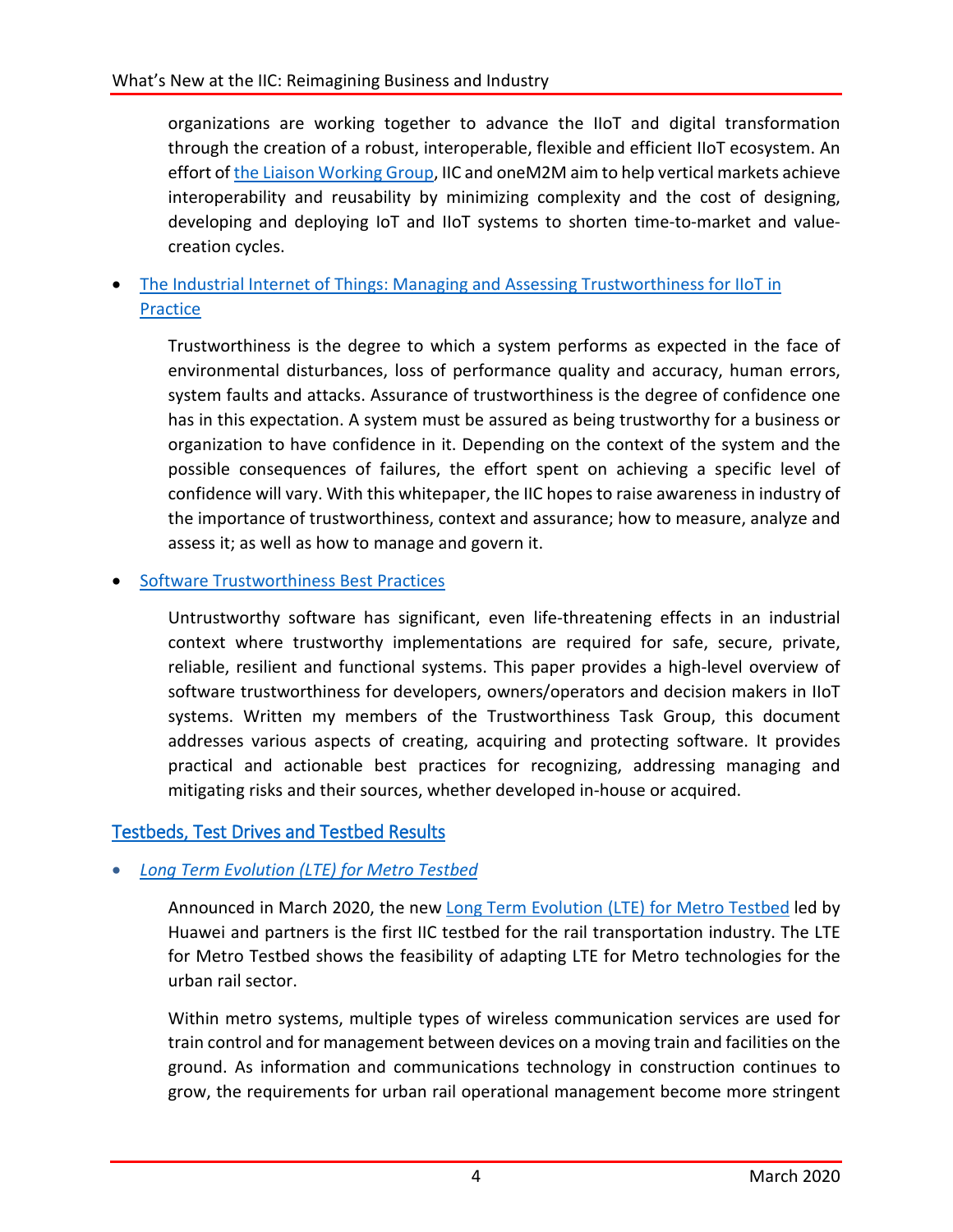organizations are working together to advance the IIoT and digital transformation through the creation of a robust, interoperable, flexible and efficient IIoT ecosystem. An effort of the Liaison Working Group, IIC and oneM2M aim to help vertical markets achieve interoperability and reusability by minimizing complexity and the cost of designing, developing and deploying IoT and IIoT systems to shorten time-to-market and value-creation cycles.

- The Industrial Internet of Things: Managing and Assessing Trustworthiness for IIoT in Practice

  Trustworthiness is the degree to which a system performs as expected in the face of environmental disturbances, loss of performance quality and accuracy, human errors, system faults and attacks. Assurance of trustworthiness is the degree of confidence one has in this expectation. A system must be assured as being trustworthy for a business or organization to have confidence in it. Depending on the context of the system and the possible consequences of failures, the effort spent on achieving a specific level of confidence will vary. With this whitepaper, the IIC hopes to raise awareness in industry of the importance of trustworthiness, context and assurance; how to measure, analyze and assess it; as well as how to manage and govern it.

- Software Trustworthiness Best Practices

  Untrustworthy software has significant, even life-threatening effects in an industrial context where trustworthy implementations are required for safe, secure, private, reliable, resilient and functional systems. This paper provides a high-level overview of software trustworthiness for developers, owners/operators and decision makers in IIoT systems. Written my members of the Trustworthiness Task Group, this document addresses various aspects of creating, acquiring and protecting software. It provides practical and actionable best practices for recognizing, addressing managing and mitigating risks and their sources, whether developed in-house or acquired.

## Testbeds, Test Drives and Testbed Results

- *Long Term Evolution (LTE) for Metro Testbed*

  Announced in March 2020, the new Long Term Evolution (LTE) for Metro Testbed led by Huawei and partners is the first IIC testbed for the rail transportation industry. The LTE for Metro Testbed shows the feasibility of adapting LTE for Metro technologies for the urban rail sector.

  Within metro systems, multiple types of wireless communication services are used for train control and for management between devices on a moving train and facilities on the ground. As information and communications technology in construction continues to grow, the requirements for urban rail operational management become more stringent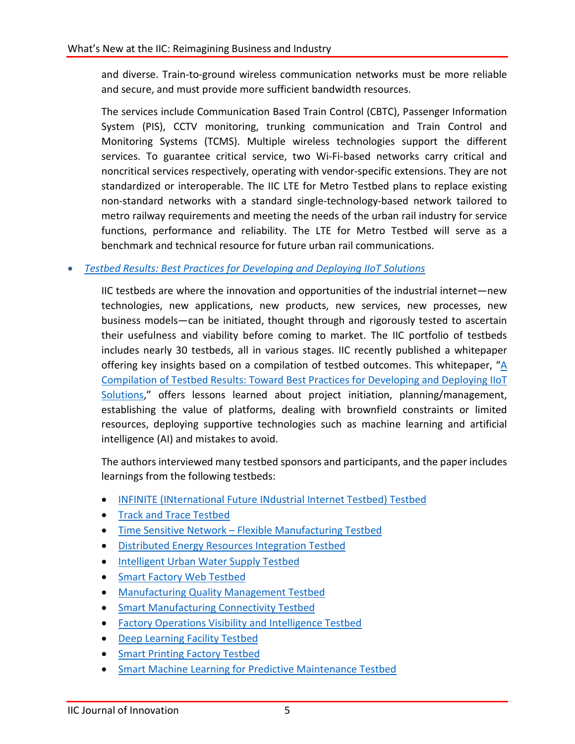and diverse. Train-to-ground wireless communication networks must be more reliable and secure, and must provide more sufficient bandwidth resources.

The services include Communication Based Train Control (CBTC), Passenger Information System (PIS), CCTV monitoring, trunking communication and Train Control and Monitoring Systems (TCMS). Multiple wireless technologies support the different services. To guarantee critical service, two Wi-Fi-based networks carry critical and noncritical services respectively, operating with vendor-specific extensions. They are not standardized or interoperable. The IIC LTE for Metro Testbed plans to replace existing non-standard networks with a standard single-technology-based network tailored to metro railway requirements and meeting the needs of the urban rail industry for service functions, performance and reliability. The LTE for Metro Testbed will serve as a benchmark and technical resource for future urban rail communications.

- *Testbed Results: Best Practices for Developing and Deploying IIoT Solutions*

  IIC testbeds are where the innovation and opportunities of the industrial internet—new technologies, new applications, new products, new services, new processes, new business models—can be initiated, thought through and rigorously tested to ascertain their usefulness and viability before coming to market. The IIC portfolio of testbeds includes nearly 30 testbeds, all in various stages. IIC recently published a whitepaper offering key insights based on a compilation of testbed outcomes. This whitepaper, "A Compilation of Testbed Results: Toward Best Practices for Developing and Deploying IIoT Solutions," offers lessons learned about project initiation, planning/management, establishing the value of platforms, dealing with brownfield constraints or limited resources, deploying supportive technologies such as machine learning and artificial intelligence (AI) and mistakes to avoid.

  The authors interviewed many testbed sponsors and participants, and the paper includes learnings from the following testbeds:

  - INFINITE (INternational Future INdustrial Internet Testbed) Testbed
  - Track and Trace Testbed
  - Time Sensitive Network – Flexible Manufacturing Testbed
  - Distributed Energy Resources Integration Testbed
  - Intelligent Urban Water Supply Testbed
  - Smart Factory Web Testbed
  - Manufacturing Quality Management Testbed
  - Smart Manufacturing Connectivity Testbed
  - Factory Operations Visibility and Intelligence Testbed
  - Deep Learning Facility Testbed
  - Smart Printing Factory Testbed
  - Smart Machine Learning for Predictive Maintenance Testbed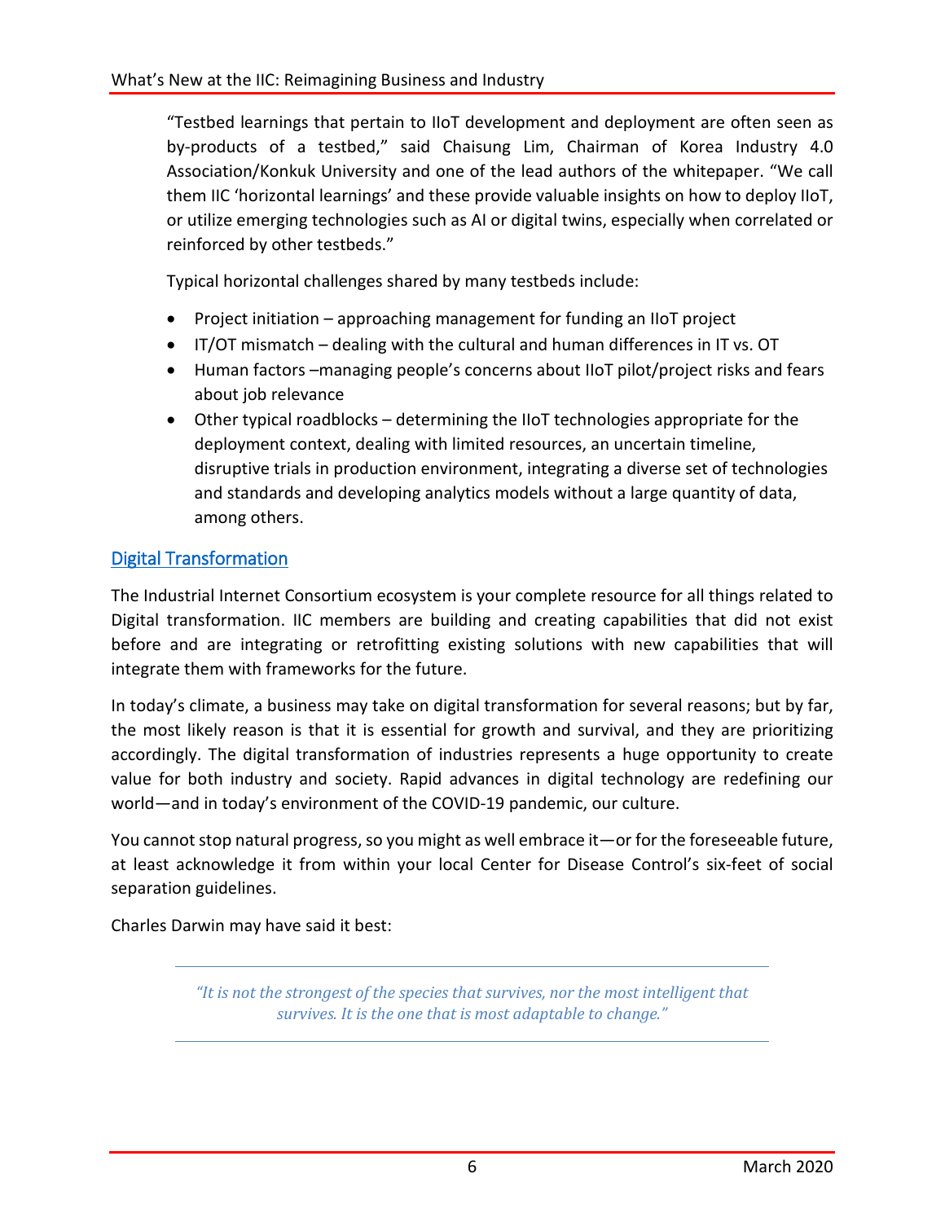> "Testbed learnings that pertain to IIoT development and deployment are often seen as by-products of a testbed," said Chaisung Lim, Chairman of Korea Industry 4.0 Association/Konkuk University and one of the lead authors of the whitepaper. "We call them IIC 'horizontal learnings' and these provide valuable insights on how to deploy IIoT, or utilize emerging technologies such as AI or digital twins, especially when correlated or reinforced by other testbeds."
>
> Typical horizontal challenges shared by many testbeds include:
>
> - Project initiation – approaching management for funding an IIoT project
> - IT/OT mismatch – dealing with the cultural and human differences in IT vs. OT
> - Human factors –managing people's concerns about IIoT pilot/project risks and fears about job relevance
> - Other typical roadblocks – determining the IIoT technologies appropriate for the deployment context, dealing with limited resources, an uncertain timeline, disruptive trials in production environment, integrating a diverse set of technologies and standards and developing analytics models without a large quantity of data, among others.

## Digital Transformation

The Industrial Internet Consortium ecosystem is your complete resource for all things related to Digital transformation. IIC members are building and creating capabilities that did not exist before and are integrating or retrofitting existing solutions with new capabilities that will integrate them with frameworks for the future.

In today's climate, a business may take on digital transformation for several reasons; but by far, the most likely reason is that it is essential for growth and survival, and they are prioritizing accordingly. The digital transformation of industries represents a huge opportunity to create value for both industry and society. Rapid advances in digital technology are redefining our world—and in today's environment of the COVID-19 pandemic, our culture.

You cannot stop natural progress, so you might as well embrace it—or for the foreseeable future, at least acknowledge it from within your local Center for Disease Control's six-feet of social separation guidelines.

Charles Darwin may have said it best:

> *"It is not the strongest of the species that survives, nor the most intelligent that survives. It is the one that is most adaptable to change."*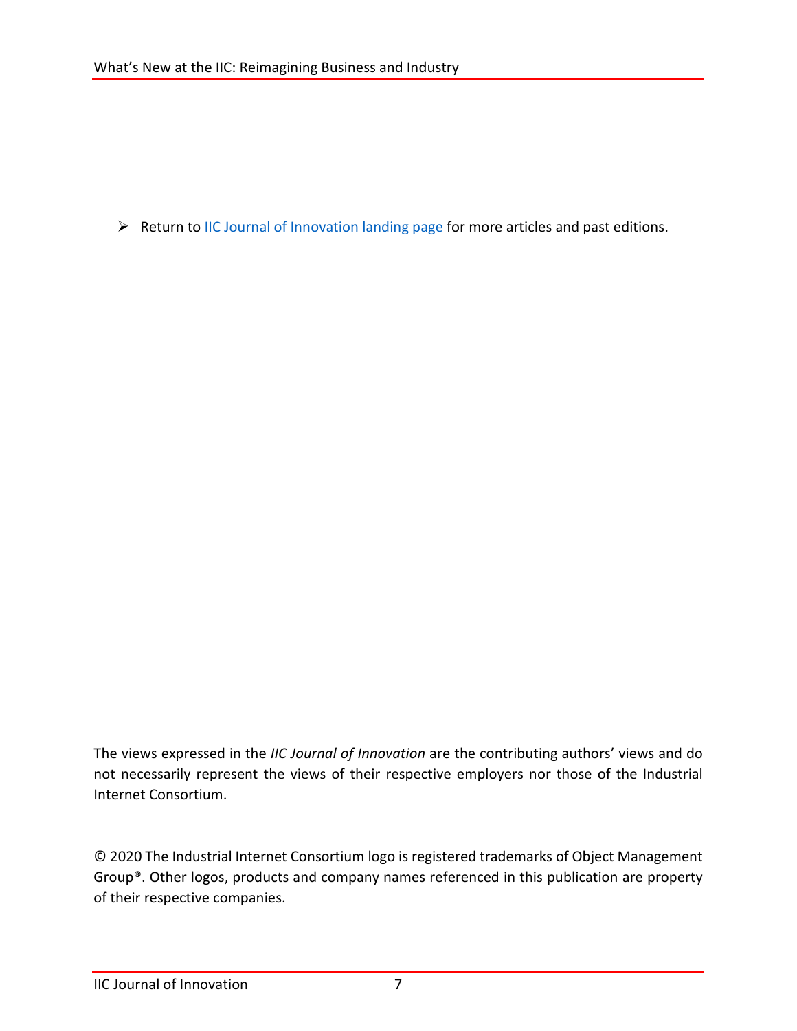- Return to IIC Journal of Innovation landing page for more articles and past editions.

The views expressed in the *IIC Journal of Innovation* are the contributing authors' views and do not necessarily represent the views of their respective employers nor those of the Industrial Internet Consortium.

© 2020 The Industrial Internet Consortium logo is registered trademarks of Object Management Group®. Other logos, products and company names referenced in this publication are property of their respective companies.